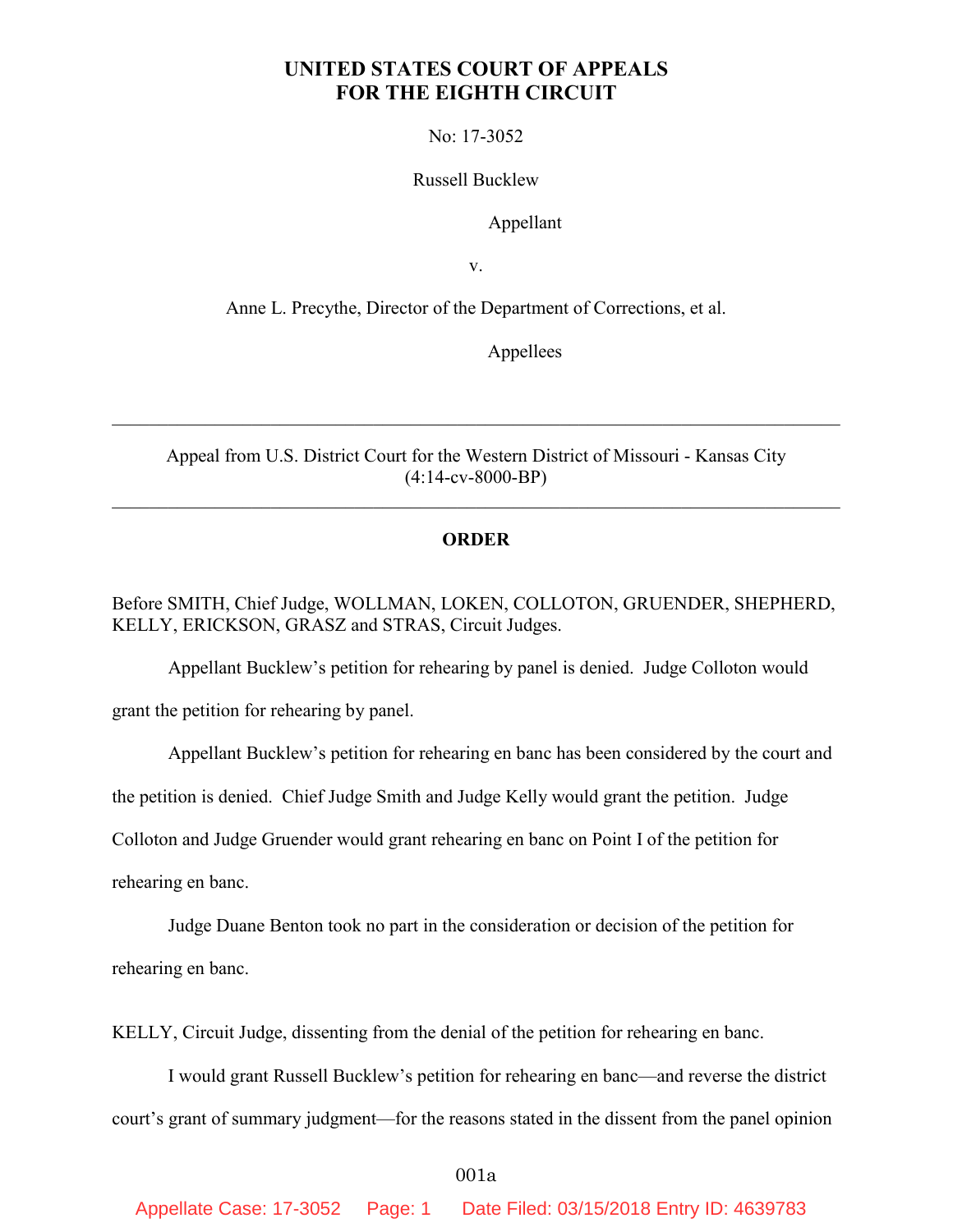# UNITED STATES COURT OF APPEALS
# FOR THE EIGHTH CIRCUIT

No: 17-3052

Russell Bucklew

Appellant

v.

Anne L. Precythe, Director of the Department of Corrections, et al.

Appellees

---

Appeal from U.S. District Court for the Western District of Missouri - Kansas City
(4:14-cv-8000-BP)

---

## ORDER

Before SMITH, Chief Judge, WOLLMAN, LOKEN, COLLOTON, GRUENDER, SHEPHERD, KELLY, ERICKSON, GRASZ and STRAS, Circuit Judges.

Appellant Bucklew's petition for rehearing by panel is denied. Judge Colloton would grant the petition for rehearing by panel.

Appellant Bucklew's petition for rehearing en banc has been considered by the court and the petition is denied. Chief Judge Smith and Judge Kelly would grant the petition. Judge Colloton and Judge Gruender would grant rehearing en banc on Point I of the petition for rehearing en banc.

Judge Duane Benton took no part in the consideration or decision of the petition for rehearing en banc.

KELLY, Circuit Judge, dissenting from the denial of the petition for rehearing en banc.

I would grant Russell Bucklew's petition for rehearing en banc—and reverse the district court's grant of summary judgment—for the reasons stated in the dissent from the panel opinion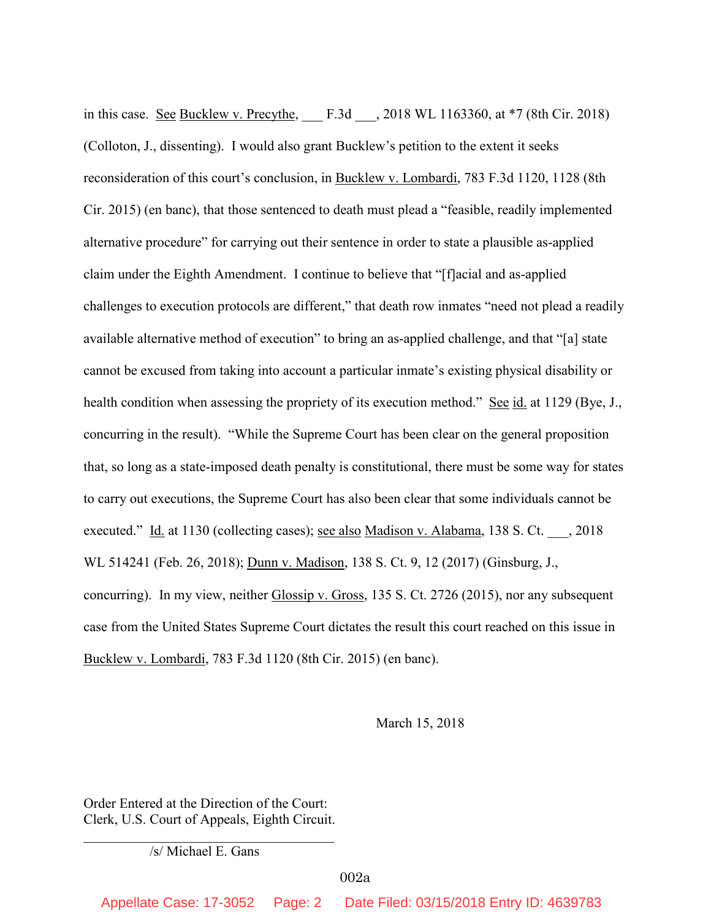in this case. See Bucklew v. Precythe, ___ F.3d ___, 2018 WL 1163360, at *7 (8th Cir. 2018) (Colloton, J., dissenting). I would also grant Bucklew's petition to the extent it seeks reconsideration of this court's conclusion, in Bucklew v. Lombardi, 783 F.3d 1120, 1128 (8th Cir. 2015) (en banc), that those sentenced to death must plead a "feasible, readily implemented alternative procedure" for carrying out their sentence in order to state a plausible as-applied claim under the Eighth Amendment. I continue to believe that "[f]acial and as-applied challenges to execution protocols are different," that death row inmates "need not plead a readily available alternative method of execution" to bring an as-applied challenge, and that "[a] state cannot be excused from taking into account a particular inmate's existing physical disability or health condition when assessing the propriety of its execution method." See id. at 1129 (Bye, J., concurring in the result). "While the Supreme Court has been clear on the general proposition that, so long as a state-imposed death penalty is constitutional, there must be some way for states to carry out executions, the Supreme Court has also been clear that some individuals cannot be executed." Id. at 1130 (collecting cases); see also Madison v. Alabama, 138 S. Ct. ___, 2018 WL 514241 (Feb. 26, 2018); Dunn v. Madison, 138 S. Ct. 9, 12 (2017) (Ginsburg, J., concurring). In my view, neither Glossip v. Gross, 135 S. Ct. 2726 (2015), nor any subsequent case from the United States Supreme Court dictates the result this court reached on this issue in Bucklew v. Lombardi, 783 F.3d 1120 (8th Cir. 2015) (en banc).

March 15, 2018

Order Entered at the Direction of the Court:
Clerk, U.S. Court of Appeals, Eighth Circuit.

/s/ Michael E. Gans

002a